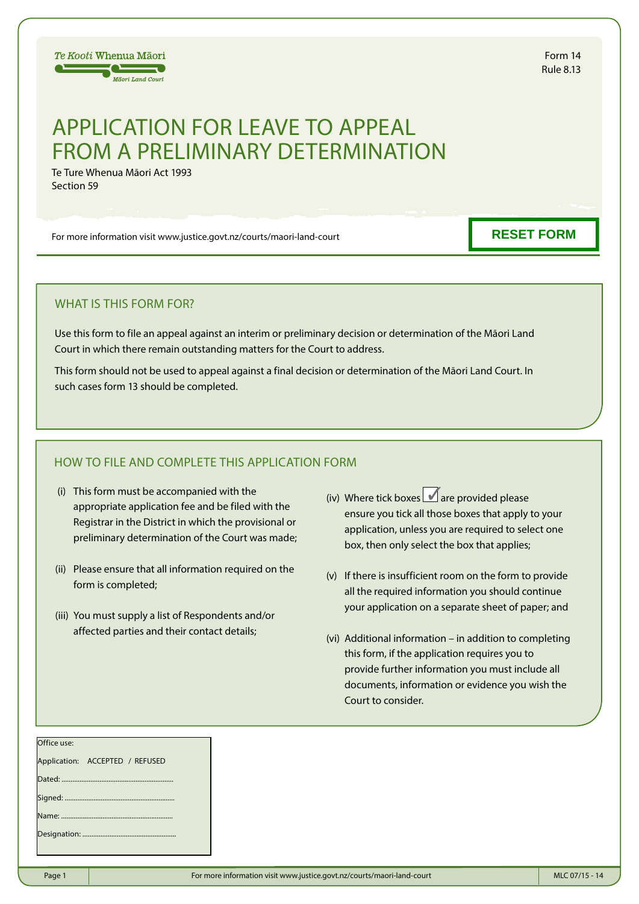Te Kooti Whenua Māori
Māori Land Court

Form 14
Rule 8.13

# APPLICATION FOR LEAVE TO APPEAL FROM A PRELIMINARY DETERMINATION

Te Ture Whenua Māori Act 1993
Section 59

For more information visit www.justice.govt.nz/courts/maori-land-court

RESET FORM

## WHAT IS THIS FORM FOR?

Use this form to file an appeal against an interim or preliminary decision or determination of the Māori Land Court in which there remain outstanding matters for the Court to address.

This form should not be used to appeal against a final decision or determination of the Māori Land Court. In such cases form 13 should be completed.

## HOW TO FILE AND COMPLETE THIS APPLICATION FORM

(i) This form must be accompanied with the appropriate application fee and be filed with the Registrar in the District in which the provisional or preliminary determination of the Court was made;

(ii) Please ensure that all information required on the form is completed;

(iii) You must supply a list of Respondents and/or affected parties and their contact details;

(iv) Where tick boxes ☑ are provided please ensure you tick all those boxes that apply to your application, unless you are required to select one box, then only select the box that applies;

(v) If there is insufficient room on the form to provide all the required information you should continue your application on a separate sheet of paper; and

(vi) Additional information – in addition to completing this form, if the application requires you to provide further information you must include all documents, information or evidence you wish the Court to consider.

Office use:

Application: ACCEPTED / REFUSED

Dated: ..............................................................

Signed: ..............................................................

Name: ..............................................................

Designation: ....................................................

MLC 07/15 - 14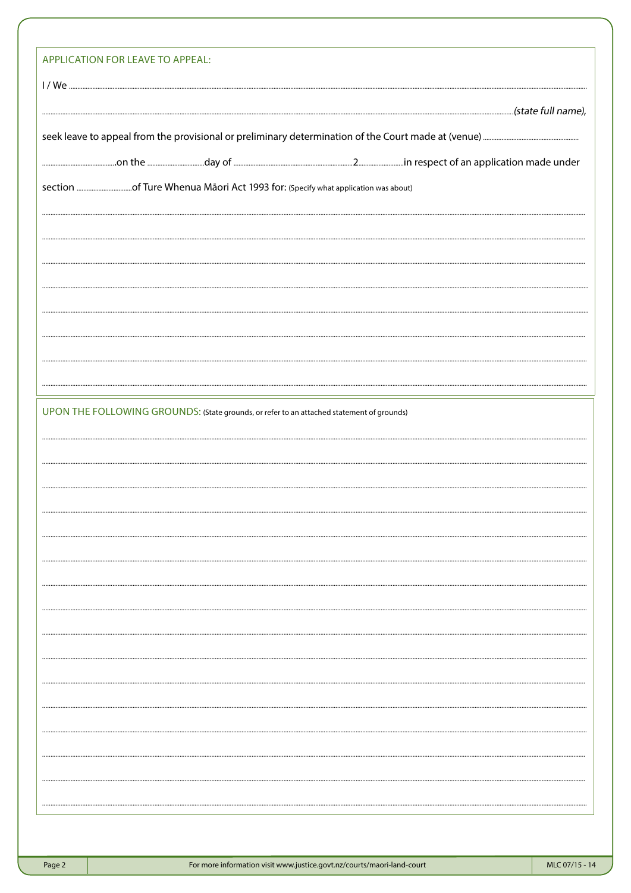## APPLICATION FOR LEAVE TO APPEAL:

I / We ..................................................................................................................................................................................................................................

..................................................................................................................................................................................................................*(state full name)*,

seek leave to appeal from the provisional or preliminary determination of the Court made at (venue) ........................................................

............................................on the ..................................day of ......................................................................2...........................in respect of an application made under

section ...................................of Ture Whenua Māori Act 1993 for: (Specify what application was about)

..................................................................................................................................................................................................................................

..................................................................................................................................................................................................................................

..................................................................................................................................................................................................................................

..................................................................................................................................................................................................................................

..................................................................................................................................................................................................................................

..................................................................................................................................................................................................................................

..................................................................................................................................................................................................................................

..................................................................................................................................................................................................................................

## UPON THE FOLLOWING GROUNDS: (State grounds, or refer to an attached statement of grounds)

..................................................................................................................................................................................................................................

..................................................................................................................................................................................................................................

..................................................................................................................................................................................................................................

..................................................................................................................................................................................................................................

..................................................................................................................................................................................................................................

..................................................................................................................................................................................................................................

..................................................................................................................................................................................................................................

..................................................................................................................................................................................................................................

..................................................................................................................................................................................................................................

..................................................................................................................................................................................................................................

..................................................................................................................................................................................................................................

..................................................................................................................................................................................................................................

..................................................................................................................................................................................................................................

..................................................................................................................................................................................................................................

..................................................................................................................................................................................................................................

..................................................................................................................................................................................................................................

For more information visit www.justice.govt.nz/courts/maori-land-court

MLC 07/15 - 14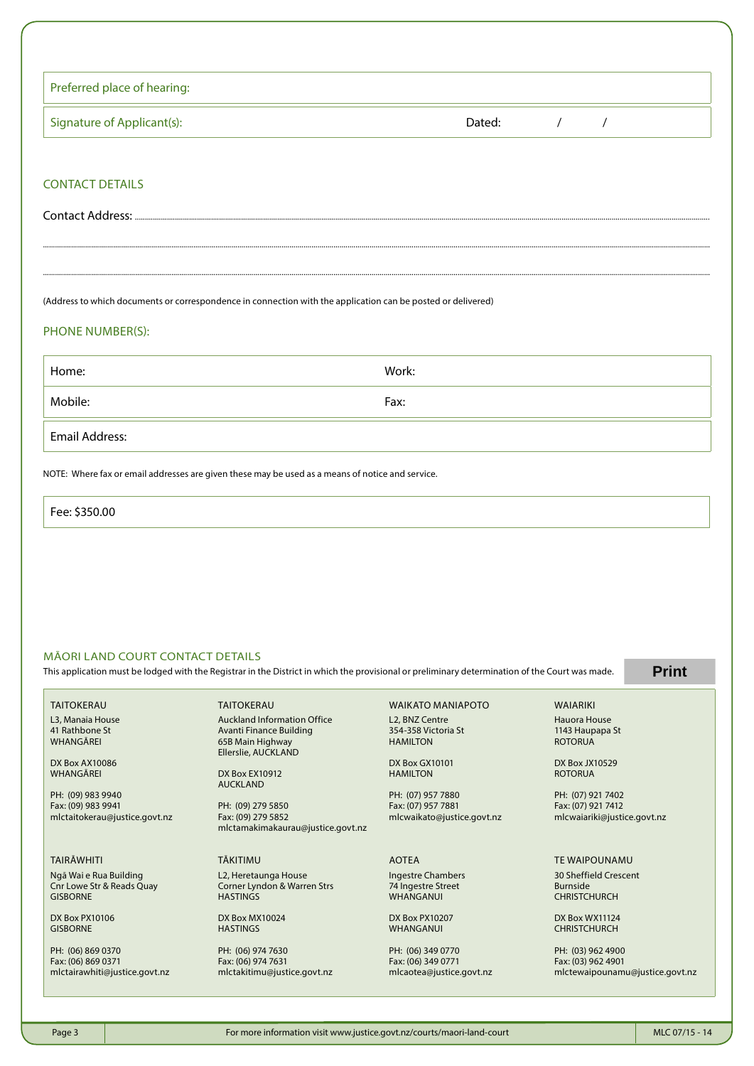| |
|---|
| Preferred place of hearing: |
| Signature of Applicant(s): Dated: / / |

## CONTACT DETAILS

Contact Address: ..............................................................................................................................................

..............................................................................................................................................................

..............................................................................................................................................................

(Address to which documents or correspondence in connection with the application can be posted or delivered)

## PHONE NUMBER(S):

| | |
|---|---|
| Home: | Work: |
| Mobile: | Fax: |
| Email Address: | |

NOTE: Where fax or email addresses are given these may be used as a means of notice and service.

| |
|---|
| Fee: $350.00 |

## MĀORI LAND COURT CONTACT DETAILS

This application must be lodged with the Registrar in the District in which the provisional or preliminary determination of the Court was made.

Print

**TAITOKERAU**
L3, Manaia House
41 Rathbone St
WHANGĀREI

DX Box AX10086
WHANGĀREI

PH: (09) 983 9940
Fax: (09) 983 9941
mlctaitokerau@justice.govt.nz

**TAITOKERAU**
Auckland Information Office
Avanti Finance Building
65B Main Highway
Ellerslie, AUCKLAND

DX Box EX10912
AUCKLAND

PH: (09) 279 5850
Fax: (09) 279 5852
mlctamakimakaurau@justice.govt.nz

**WAIKATO MANIAPOTO**
L2, BNZ Centre
354-358 Victoria St
HAMILTON

DX Box GX10101
HAMILTON

PH: (07) 957 7880
Fax: (07) 957 7881
mlcwaikato@justice.govt.nz

**WAIARIKI**
Hauora House
1143 Haupapa St
ROTORUA

DX Box JX10529
ROTORUA

PH: (07) 921 7402
Fax: (07) 921 7412
mlcwaiariki@justice.govt.nz

**TAIRĀWHITI**
Ngā Wai e Rua Building
Cnr Lowe Str & Reads Quay
GISBORNE

DX Box PX10106
GISBORNE

PH: (06) 869 0370
Fax: (06) 869 0371
mlctairawhiti@justice.govt.nz

**TĀKITIMU**
L2, Heretaunga House
Corner Lyndon & Warren Strs
HASTINGS

DX Box MX10024
HASTINGS

PH: (06) 974 7630
Fax: (06) 974 7631
mlctakitimu@justice.govt.nz

**AOTEA**
Ingestre Chambers
74 Ingestre Street
WHANGANUI

DX Box PX10207
WHANGANUI

PH: (06) 349 0770
Fax: (06) 349 0771
mlcaotea@justice.govt.nz

**TE WAIPOUNAMU**
30 Sheffield Crescent
Burnside
CHRISTCHURCH

DX Box WX11124
CHRISTCHURCH

PH: (03) 962 4900
Fax: (03) 962 4901
mlctewaipounamu@justice.govt.nz

For more information visit www.justice.govt.nz/courts/maori-land-court

MLC 07/15 - 14